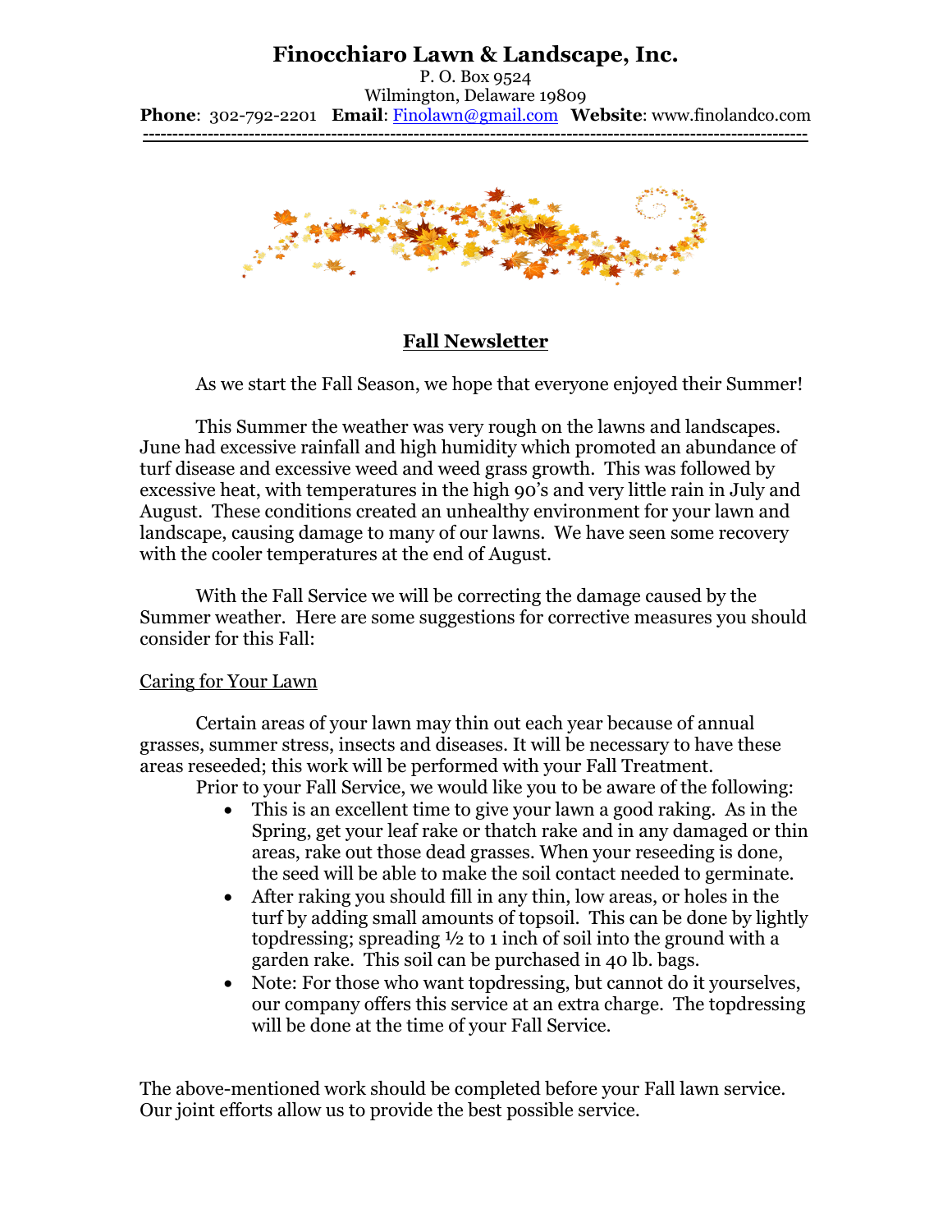# Finocchiaro Lawn & Landscape, Inc.

P. O. Box 9524
Wilmington, Delaware 19809
**Phone**: 302-792-2201 **Email**: Finolawn@gmail.com **Website**: www.finolandco.com

---

## Fall Newsletter

As we start the Fall Season, we hope that everyone enjoyed their Summer!

This Summer the weather was very rough on the lawns and landscapes. June had excessive rainfall and high humidity which promoted an abundance of turf disease and excessive weed and weed grass growth. This was followed by excessive heat, with temperatures in the high 90's and very little rain in July and August. These conditions created an unhealthy environment for your lawn and landscape, causing damage to many of our lawns. We have seen some recovery with the cooler temperatures at the end of August.

With the Fall Service we will be correcting the damage caused by the Summer weather. Here are some suggestions for corrective measures you should consider for this Fall:

### Caring for Your Lawn

Certain areas of your lawn may thin out each year because of annual grasses, summer stress, insects and diseases. It will be necessary to have these areas reseeded; this work will be performed with your Fall Treatment.

Prior to your Fall Service, we would like you to be aware of the following:

- This is an excellent time to give your lawn a good raking. As in the Spring, get your leaf rake or thatch rake and in any damaged or thin areas, rake out those dead grasses. When your reseeding is done, the seed will be able to make the soil contact needed to germinate.
- After raking you should fill in any thin, low areas, or holes in the turf by adding small amounts of topsoil. This can be done by lightly topdressing; spreading ½ to 1 inch of soil into the ground with a garden rake. This soil can be purchased in 40 lb. bags.
- Note: For those who want topdressing, but cannot do it yourselves, our company offers this service at an extra charge. The topdressing will be done at the time of your Fall Service.

The above-mentioned work should be completed before your Fall lawn service. Our joint efforts allow us to provide the best possible service.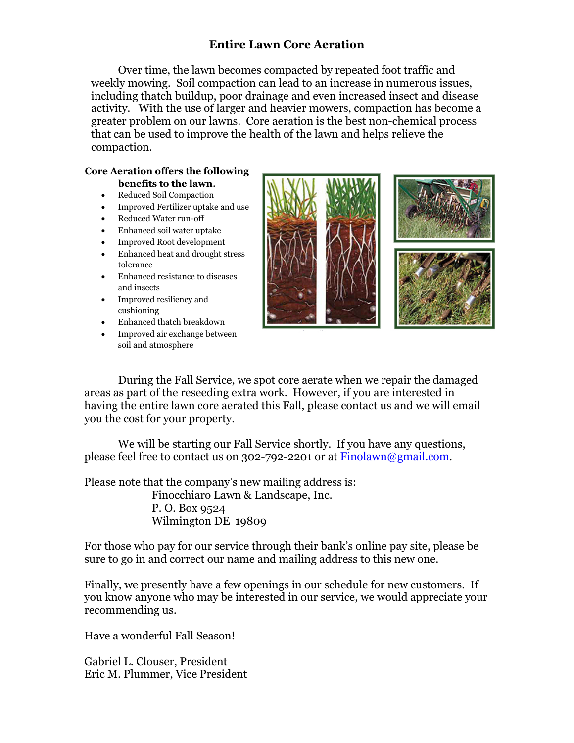## Entire Lawn Core Aeration

Over time, the lawn becomes compacted by repeated foot traffic and weekly mowing. Soil compaction can lead to an increase in numerous issues, including thatch buildup, poor drainage and even increased insect and disease activity. With the use of larger and heavier mowers, compaction has become a greater problem on our lawns. Core aeration is the best non-chemical process that can be used to improve the health of the lawn and helps relieve the compaction.

**Core Aeration offers the following benefits to the lawn.**

- Reduced Soil Compaction
- Improved Fertilizer uptake and use
- Reduced Water run-off
- Enhanced soil water uptake
- Improved Root development
- Enhanced heat and drought stress tolerance
- Enhanced resistance to diseases and insects
- Improved resiliency and cushioning
- Enhanced thatch breakdown
- Improved air exchange between soil and atmosphere

During the Fall Service, we spot core aerate when we repair the damaged areas as part of the reseeding extra work. However, if you are interested in having the entire lawn core aerated this Fall, please contact us and we will email you the cost for your property.

We will be starting our Fall Service shortly. If you have any questions, please feel free to contact us on 302-792-2201 or at [Finolawn@gmail.com](mailto:Finolawn@gmail.com).

Please note that the company's new mailing address is:

Finocchiaro Lawn & Landscape, Inc.
P. O. Box 9524
Wilmington DE 19809

For those who pay for our service through their bank's online pay site, please be sure to go in and correct our name and mailing address to this new one.

Finally, we presently have a few openings in our schedule for new customers. If you know anyone who may be interested in our service, we would appreciate your recommending us.

Have a wonderful Fall Season!

Gabriel L. Clouser, President
Eric M. Plummer, Vice President